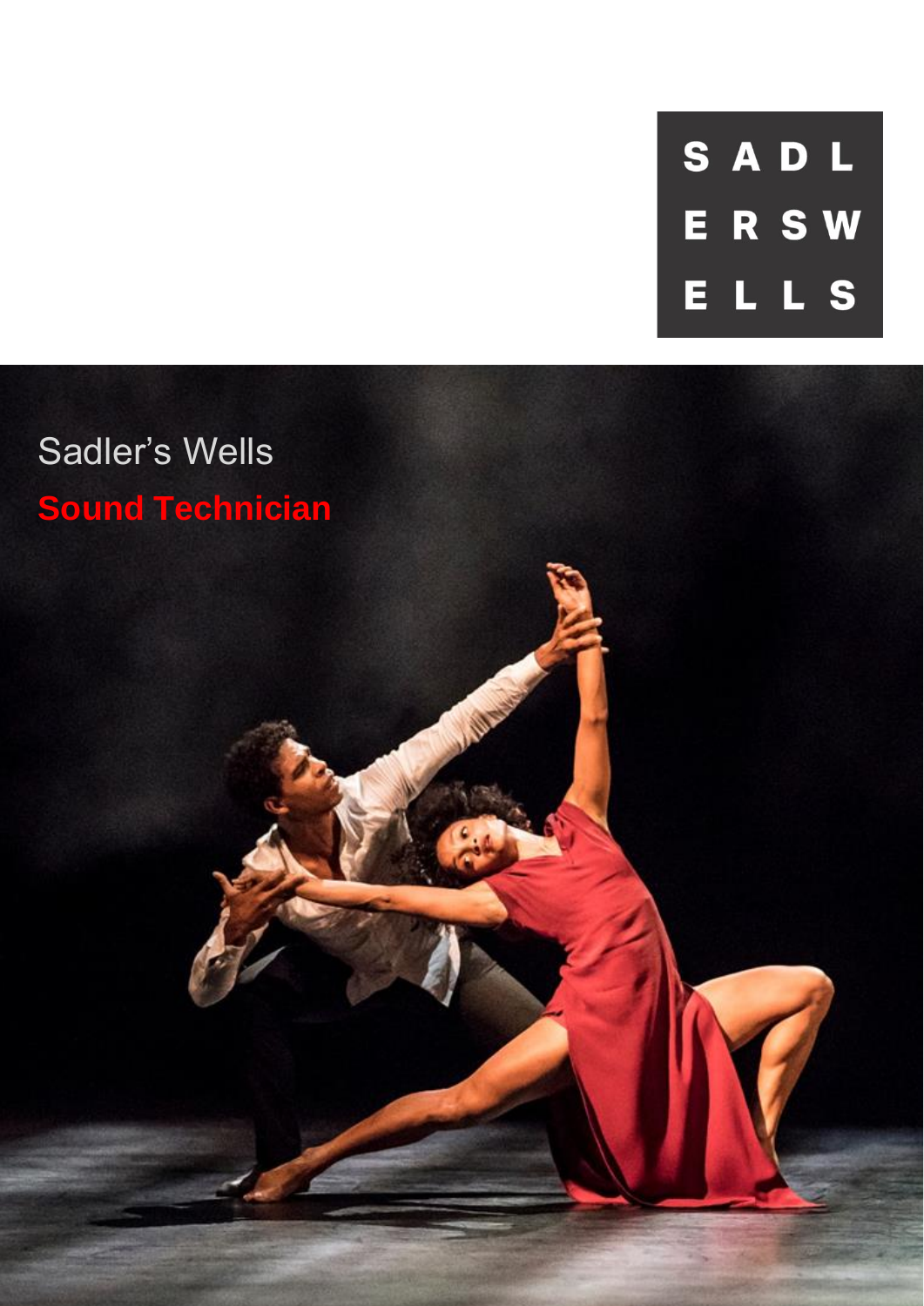SADLERSWELLS

Sadler's Wells

# Sound Technician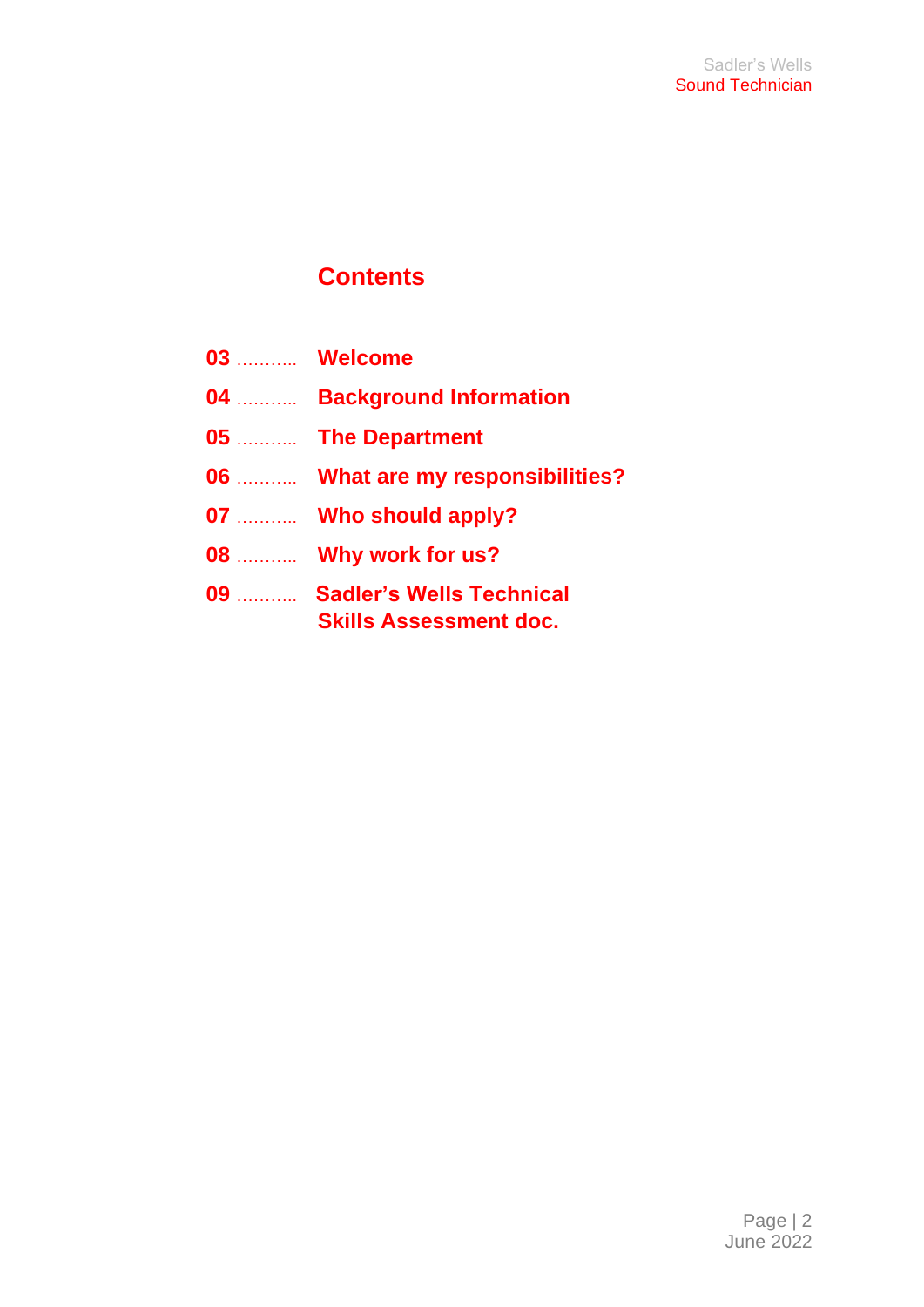# Contents

**03** ……….. **Welcome**

**04** ……….. **Background Information**

**05** ……….. **The Department**

**06** ……….. **What are my responsibilities?**

**07** ……….. **Who should apply?**

**08** ……….. **Why work for us?**

**09** ……….. **Sadler's Wells Technical Skills Assessment doc.**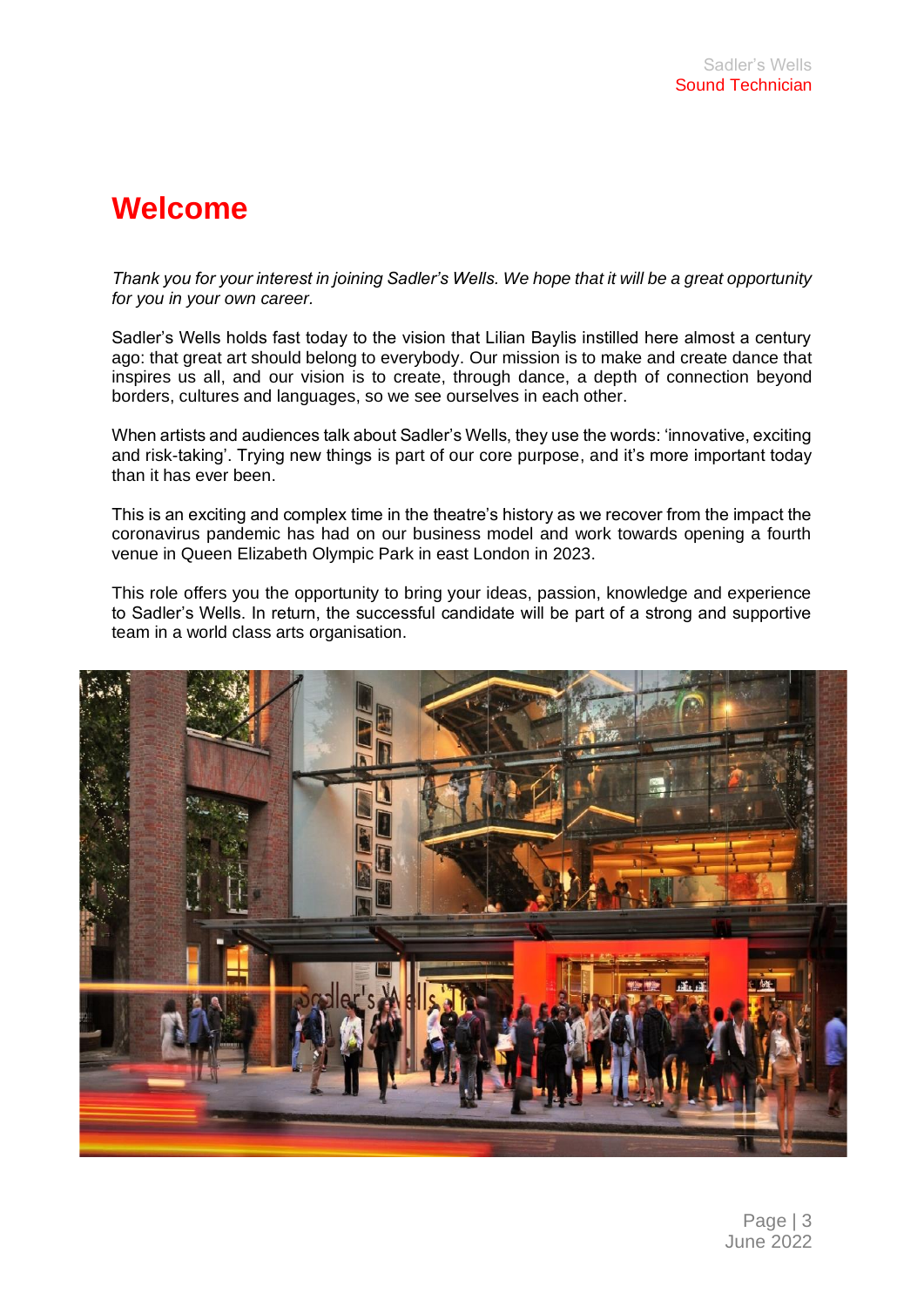# Welcome

*Thank you for your interest in joining Sadler's Wells. We hope that it will be a great opportunity for you in your own career.*

Sadler's Wells holds fast today to the vision that Lilian Baylis instilled here almost a century ago: that great art should belong to everybody. Our mission is to make and create dance that inspires us all, and our vision is to create, through dance, a depth of connection beyond borders, cultures and languages, so we see ourselves in each other.

When artists and audiences talk about Sadler's Wells, they use the words: 'innovative, exciting and risk-taking'. Trying new things is part of our core purpose, and it's more important today than it has ever been.

This is an exciting and complex time in the theatre's history as we recover from the impact the coronavirus pandemic has had on our business model and work towards opening a fourth venue in Queen Elizabeth Olympic Park in east London in 2023.

This role offers you the opportunity to bring your ideas, passion, knowledge and experience to Sadler's Wells. In return, the successful candidate will be part of a strong and supportive team in a world class arts organisation.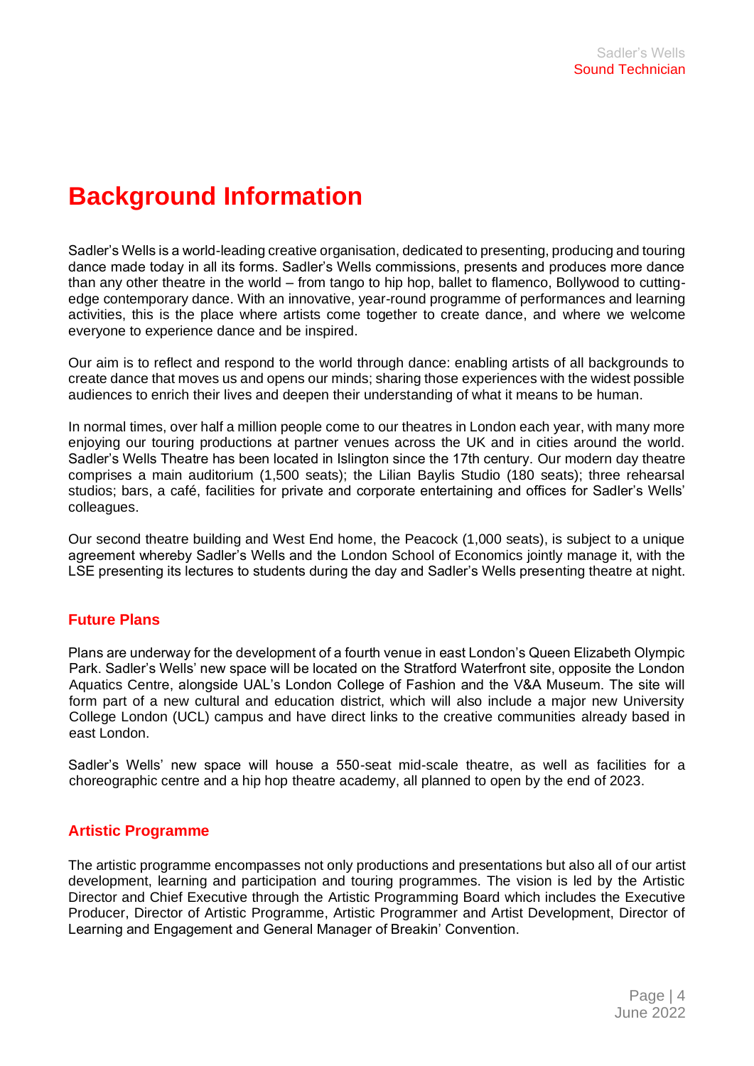# Background Information

Sadler's Wells is a world-leading creative organisation, dedicated to presenting, producing and touring dance made today in all its forms. Sadler's Wells commissions, presents and produces more dance than any other theatre in the world – from tango to hip hop, ballet to flamenco, Bollywood to cutting-edge contemporary dance. With an innovative, year-round programme of performances and learning activities, this is the place where artists come together to create dance, and where we welcome everyone to experience dance and be inspired.

Our aim is to reflect and respond to the world through dance: enabling artists of all backgrounds to create dance that moves us and opens our minds; sharing those experiences with the widest possible audiences to enrich their lives and deepen their understanding of what it means to be human.

In normal times, over half a million people come to our theatres in London each year, with many more enjoying our touring productions at partner venues across the UK and in cities around the world. Sadler's Wells Theatre has been located in Islington since the 17th century. Our modern day theatre comprises a main auditorium (1,500 seats); the Lilian Baylis Studio (180 seats); three rehearsal studios; bars, a café, facilities for private and corporate entertaining and offices for Sadler's Wells' colleagues.

Our second theatre building and West End home, the Peacock (1,000 seats), is subject to a unique agreement whereby Sadler's Wells and the London School of Economics jointly manage it, with the LSE presenting its lectures to students during the day and Sadler's Wells presenting theatre at night.

## Future Plans

Plans are underway for the development of a fourth venue in east London's Queen Elizabeth Olympic Park. Sadler's Wells' new space will be located on the Stratford Waterfront site, opposite the London Aquatics Centre, alongside UAL's London College of Fashion and the V&A Museum. The site will form part of a new cultural and education district, which will also include a major new University College London (UCL) campus and have direct links to the creative communities already based in east London.

Sadler's Wells' new space will house a 550-seat mid-scale theatre, as well as facilities for a choreographic centre and a hip hop theatre academy, all planned to open by the end of 2023.

## Artistic Programme

The artistic programme encompasses not only productions and presentations but also all of our artist development, learning and participation and touring programmes. The vision is led by the Artistic Director and Chief Executive through the Artistic Programming Board which includes the Executive Producer, Director of Artistic Programme, Artistic Programmer and Artist Development, Director of Learning and Engagement and General Manager of Breakin' Convention.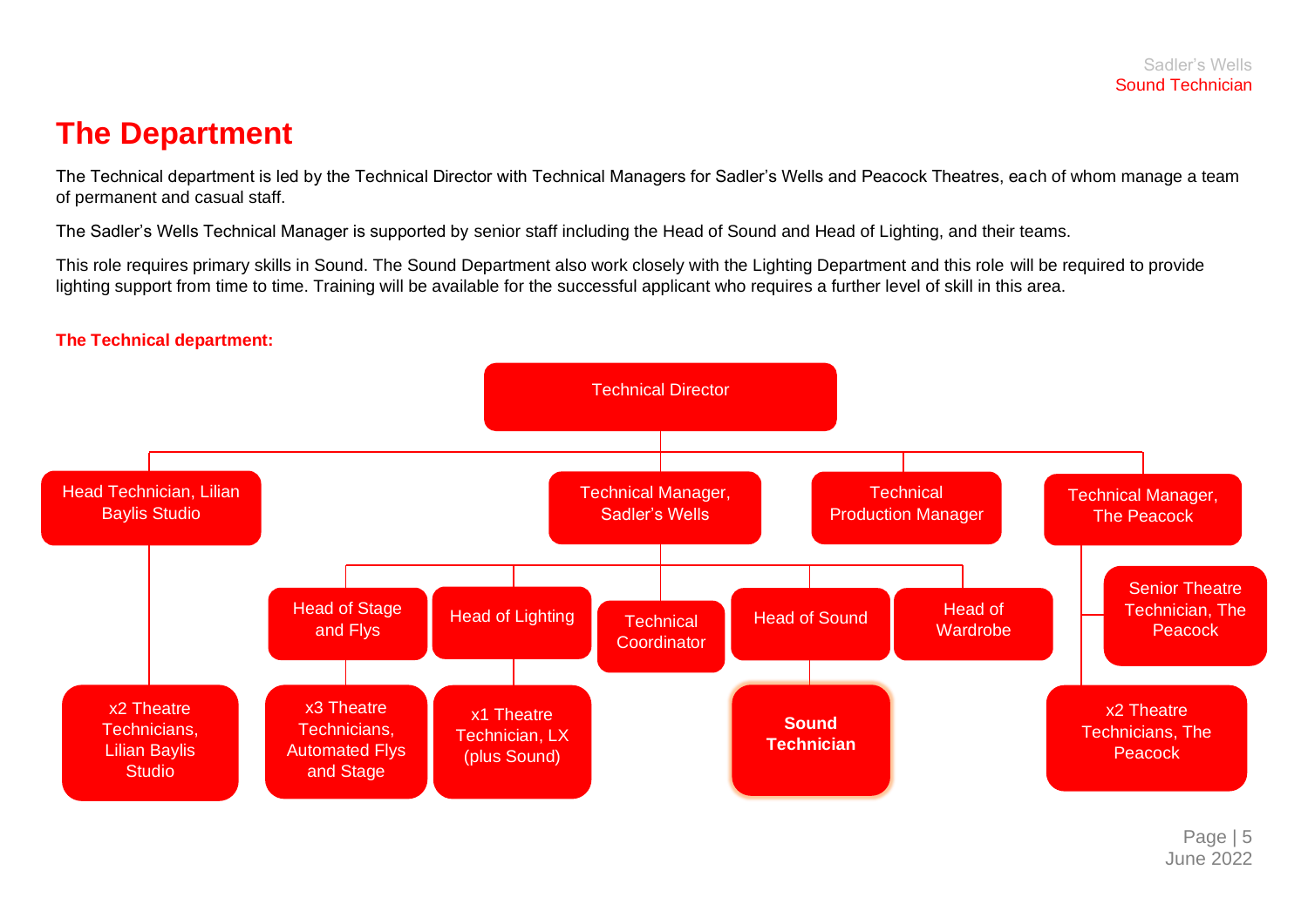# The Department

The Technical department is led by the Technical Director with Technical Managers for Sadler's Wells and Peacock Theatres, each of whom manage a team of permanent and casual staff.

The Sadler's Wells Technical Manager is supported by senior staff including the Head of Sound and Head of Lighting, and their teams.

This role requires primary skills in Sound. The Sound Department also work closely with the Lighting Department and this role will be required to provide lighting support from time to time. Training will be available for the successful applicant who requires a further level of skill in this area.

**The Technical department:**

- Technical Director
  - Head Technician, Lilian Baylis Studio
    - x2 Theatre Technicians, Lilian Baylis Studio
  - Technical Manager, Sadler's Wells
    - Head of Stage and Flys
      - x3 Theatre Technicians, Automated Flys and Stage
    - Head of Lighting
      - x1 Theatre Technician, LX (plus Sound)
    - Technical Coordinator
    - Head of Sound
      - **Sound Technician**
    - Head of Wardrobe
  - Technical Production Manager
  - Technical Manager, The Peacock
    - Senior Theatre Technician, The Peacock
    - x2 Theatre Technicians, The Peacock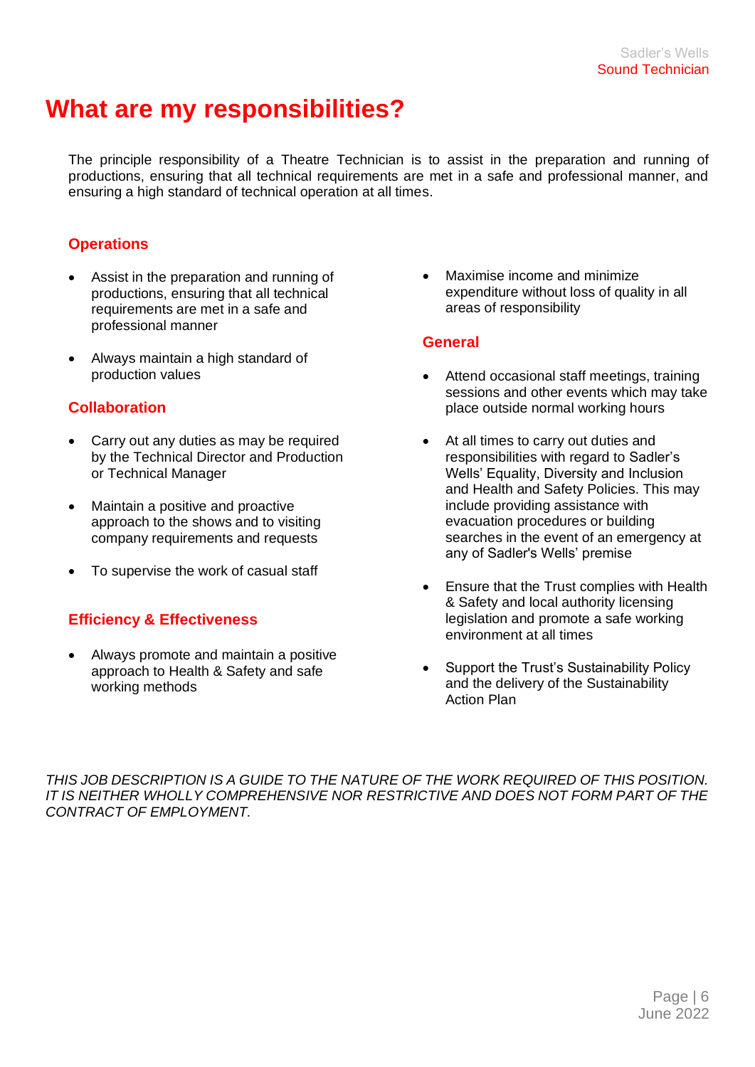# What are my responsibilities?

The principle responsibility of a Theatre Technician is to assist in the preparation and running of productions, ensuring that all technical requirements are met in a safe and professional manner, and ensuring a high standard of technical operation at all times.

### Operations

- Assist in the preparation and running of productions, ensuring that all technical requirements are met in a safe and professional manner
- Always maintain a high standard of production values

### Collaboration

- Carry out any duties as may be required by the Technical Director and Production or Technical Manager
- Maintain a positive and proactive approach to the shows and to visiting company requirements and requests
- To supervise the work of casual staff

### Efficiency & Effectiveness

- Always promote and maintain a positive approach to Health & Safety and safe working methods
- Maximise income and minimize expenditure without loss of quality in all areas of responsibility

### General

- Attend occasional staff meetings, training sessions and other events which may take place outside normal working hours
- At all times to carry out duties and responsibilities with regard to Sadler's Wells' Equality, Diversity and Inclusion and Health and Safety Policies. This may include providing assistance with evacuation procedures or building searches in the event of an emergency at any of Sadler's Wells' premise
- Ensure that the Trust complies with Health & Safety and local authority licensing legislation and promote a safe working environment at all times
- Support the Trust's Sustainability Policy and the delivery of the Sustainability Action Plan

*THIS JOB DESCRIPTION IS A GUIDE TO THE NATURE OF THE WORK REQUIRED OF THIS POSITION. IT IS NEITHER WHOLLY COMPREHENSIVE NOR RESTRICTIVE AND DOES NOT FORM PART OF THE CONTRACT OF EMPLOYMENT.*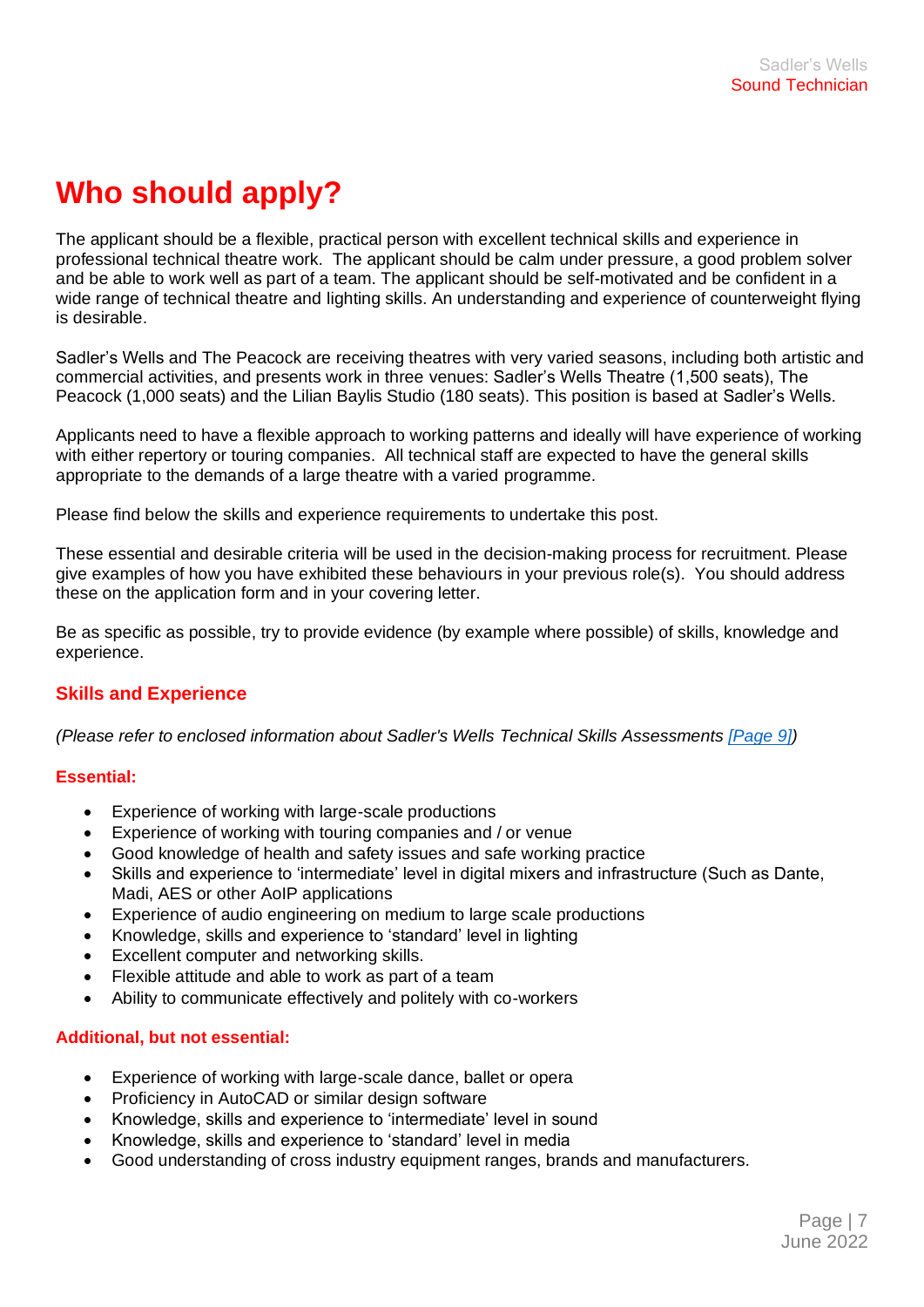# Who should apply?

The applicant should be a flexible, practical person with excellent technical skills and experience in professional technical theatre work. The applicant should be calm under pressure, a good problem solver and be able to work well as part of a team. The applicant should be self-motivated and be confident in a wide range of technical theatre and lighting skills. An understanding and experience of counterweight flying is desirable.

Sadler's Wells and The Peacock are receiving theatres with very varied seasons, including both artistic and commercial activities, and presents work in three venues: Sadler's Wells Theatre (1,500 seats), The Peacock (1,000 seats) and the Lilian Baylis Studio (180 seats). This position is based at Sadler's Wells.

Applicants need to have a flexible approach to working patterns and ideally will have experience of working with either repertory or touring companies. All technical staff are expected to have the general skills appropriate to the demands of a large theatre with a varied programme.

Please find below the skills and experience requirements to undertake this post.

These essential and desirable criteria will be used in the decision-making process for recruitment. Please give examples of how you have exhibited these behaviours in your previous role(s). You should address these on the application form and in your covering letter.

Be as specific as possible, try to provide evidence (by example where possible) of skills, knowledge and experience.

## Skills and Experience

*(Please refer to enclosed information about Sadler's Wells Technical Skills Assessments [Page 9])*

### Essential:

- Experience of working with large-scale productions
- Experience of working with touring companies and / or venue
- Good knowledge of health and safety issues and safe working practice
- Skills and experience to 'intermediate' level in digital mixers and infrastructure (Such as Dante, Madi, AES or other AoIP applications
- Experience of audio engineering on medium to large scale productions
- Knowledge, skills and experience to 'standard' level in lighting
- Excellent computer and networking skills.
- Flexible attitude and able to work as part of a team
- Ability to communicate effectively and politely with co-workers

### Additional, but not essential:

- Experience of working with large-scale dance, ballet or opera
- Proficiency in AutoCAD or similar design software
- Knowledge, skills and experience to 'intermediate' level in sound
- Knowledge, skills and experience to 'standard' level in media
- Good understanding of cross industry equipment ranges, brands and manufacturers.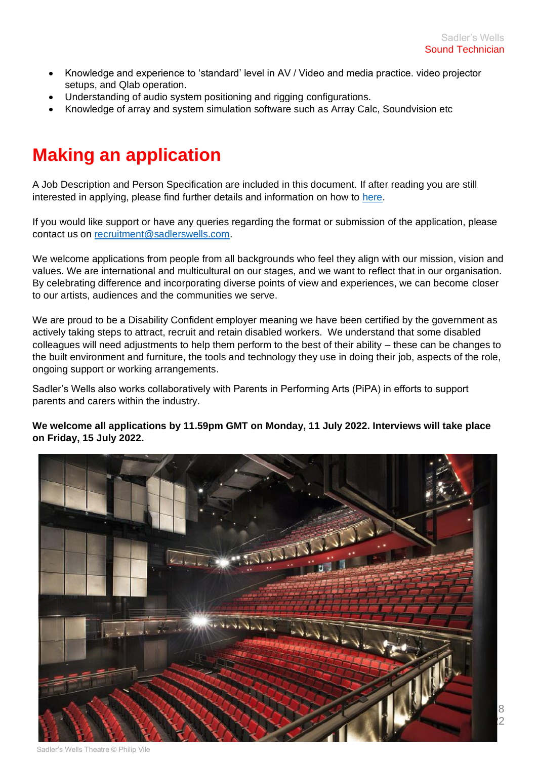- Knowledge and experience to 'standard' level in AV / Video and media practice. video projector setups, and Qlab operation.
- Understanding of audio system positioning and rigging configurations.
- Knowledge of array and system simulation software such as Array Calc, Soundvision etc

# Making an application

A Job Description and Person Specification are included in this document. If after reading you are still interested in applying, please find further details and information on how to [here](#).

If you would like support or have any queries regarding the format or submission of the application, please contact us on [recruitment@sadlerswells.com](mailto:recruitment@sadlerswells.com).

We welcome applications from people from all backgrounds who feel they align with our mission, vision and values. We are international and multicultural on our stages, and we want to reflect that in our organisation. By celebrating difference and incorporating diverse points of view and experiences, we can become closer to our artists, audiences and the communities we serve.

We are proud to be a Disability Confident employer meaning we have been certified by the government as actively taking steps to attract, recruit and retain disabled workers. We understand that some disabled colleagues will need adjustments to help them perform to the best of their ability – these can be changes to the built environment and furniture, the tools and technology they use in doing their job, aspects of the role, ongoing support or working arrangements.

Sadler's Wells also works collaboratively with Parents in Performing Arts (PiPA) in efforts to support parents and carers within the industry.

**We welcome all applications by 11.59pm GMT on Monday, 11 July 2022. Interviews will take place on Friday, 15 July 2022.**

Sadler's Wells Theatre © Philip Vile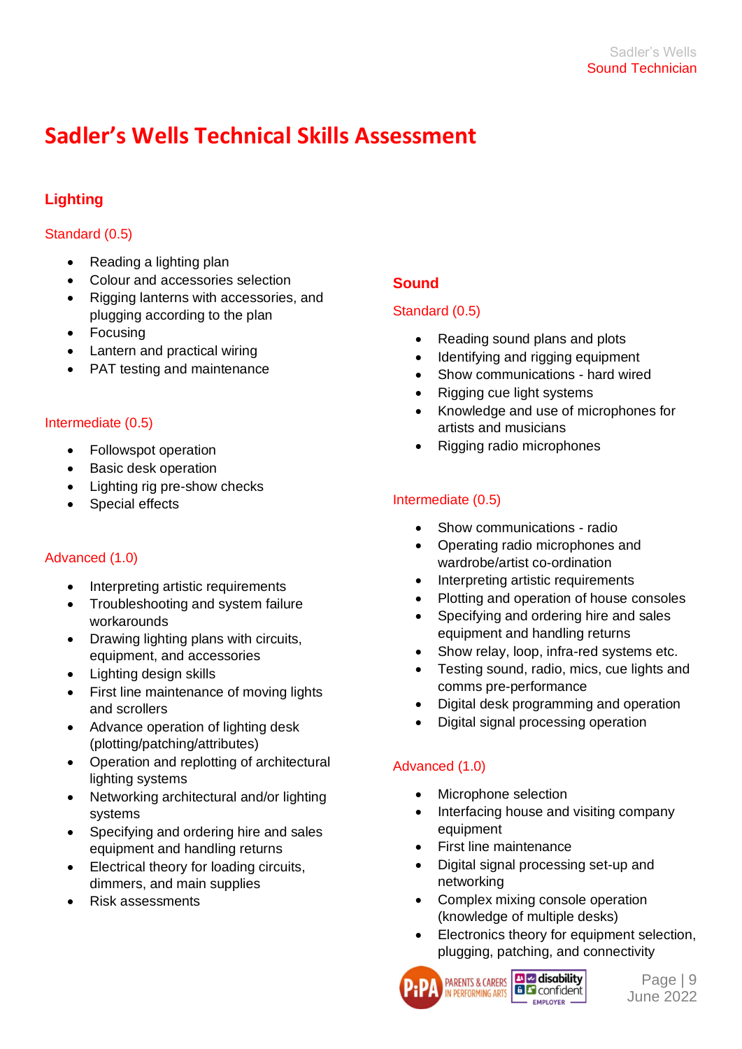# Sadler's Wells Technical Skills Assessment

## Lighting

### Standard (0.5)

- Reading a lighting plan
- Colour and accessories selection
- Rigging lanterns with accessories, and plugging according to the plan
- Focusing
- Lantern and practical wiring
- PAT testing and maintenance

### Intermediate (0.5)

- Followspot operation
- Basic desk operation
- Lighting rig pre-show checks
- Special effects

### Advanced (1.0)

- Interpreting artistic requirements
- Troubleshooting and system failure workarounds
- Drawing lighting plans with circuits, equipment, and accessories
- Lighting design skills
- First line maintenance of moving lights and scrollers
- Advance operation of lighting desk (plotting/patching/attributes)
- Operation and replotting of architectural lighting systems
- Networking architectural and/or lighting systems
- Specifying and ordering hire and sales equipment and handling returns
- Electrical theory for loading circuits, dimmers, and main supplies
- Risk assessments

## Sound

### Standard (0.5)

- Reading sound plans and plots
- Identifying and rigging equipment
- Show communications - hard wired
- Rigging cue light systems
- Knowledge and use of microphones for artists and musicians
- Rigging radio microphones

### Intermediate (0.5)

- Show communications - radio
- Operating radio microphones and wardrobe/artist co-ordination
- Interpreting artistic requirements
- Plotting and operation of house consoles
- Specifying and ordering hire and sales equipment and handling returns
- Show relay, loop, infra-red systems etc.
- Testing sound, radio, mics, cue lights and comms pre-performance
- Digital desk programming and operation
- Digital signal processing operation

### Advanced (1.0)

- Microphone selection
- Interfacing house and visiting company equipment
- First line maintenance
- Digital signal processing set-up and networking
- Complex mixing console operation (knowledge of multiple desks)
- Electronics theory for equipment selection, plugging, patching, and connectivity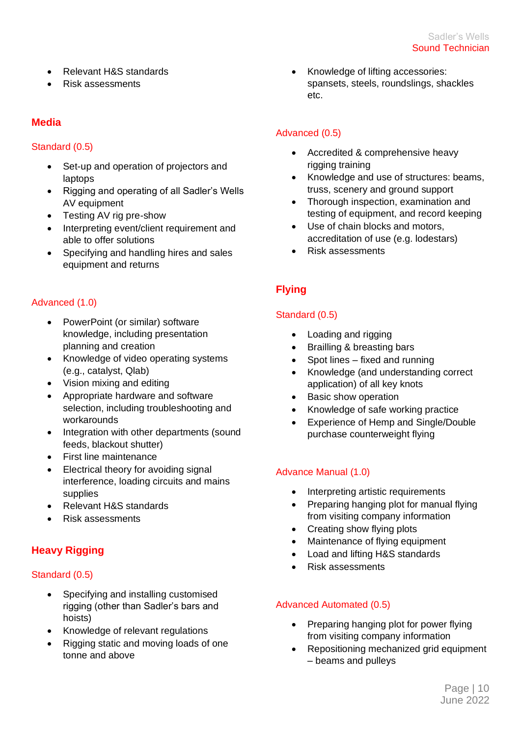- Relevant H&S standards
- Risk assessments

## Media

### Standard (0.5)

- Set-up and operation of projectors and laptops
- Rigging and operating of all Sadler's Wells AV equipment
- Testing AV rig pre-show
- Interpreting event/client requirement and able to offer solutions
- Specifying and handling hires and sales equipment and returns

### Advanced (1.0)

- PowerPoint (or similar) software knowledge, including presentation planning and creation
- Knowledge of video operating systems (e.g., catalyst, Qlab)
- Vision mixing and editing
- Appropriate hardware and software selection, including troubleshooting and workarounds
- Integration with other departments (sound feeds, blackout shutter)
- First line maintenance
- Electrical theory for avoiding signal interference, loading circuits and mains supplies
- Relevant H&S standards
- Risk assessments

## Heavy Rigging

### Standard (0.5)

- Specifying and installing customised rigging (other than Sadler's bars and hoists)
- Knowledge of relevant regulations
- Rigging static and moving loads of one tonne and above
- Knowledge of lifting accessories: spansets, steels, roundslings, shackles etc.

### Advanced (0.5)

- Accredited & comprehensive heavy rigging training
- Knowledge and use of structures: beams, truss, scenery and ground support
- Thorough inspection, examination and testing of equipment, and record keeping
- Use of chain blocks and motors, accreditation of use (e.g. lodestars)
- Risk assessments

## Flying

### Standard (0.5)

- Loading and rigging
- Brailling & breasting bars
- Spot lines – fixed and running
- Knowledge (and understanding correct application) of all key knots
- Basic show operation
- Knowledge of safe working practice
- Experience of Hemp and Single/Double purchase counterweight flying

### Advance Manual (1.0)

- Interpreting artistic requirements
- Preparing hanging plot for manual flying from visiting company information
- Creating show flying plots
- Maintenance of flying equipment
- Load and lifting H&S standards
- Risk assessments

### Advanced Automated (0.5)

- Preparing hanging plot for power flying from visiting company information
- Repositioning mechanized grid equipment – beams and pulleys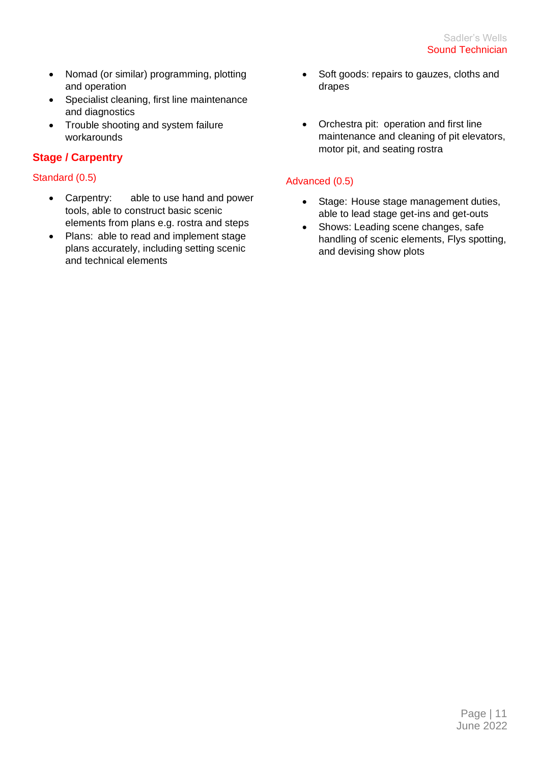- Nomad (or similar) programming, plotting and operation
- Specialist cleaning, first line maintenance and diagnostics
- Trouble shooting and system failure workarounds

## Stage / Carpentry

### Standard (0.5)

- Carpentry: able to use hand and power tools, able to construct basic scenic elements from plans e.g. rostra and steps
- Plans: able to read and implement stage plans accurately, including setting scenic and technical elements
- Soft goods: repairs to gauzes, cloths and drapes
- Orchestra pit: operation and first line maintenance and cleaning of pit elevators, motor pit, and seating rostra

### Advanced (0.5)

- Stage: House stage management duties, able to lead stage get-ins and get-outs
- Shows: Leading scene changes, safe handling of scenic elements, Flys spotting, and devising show plots